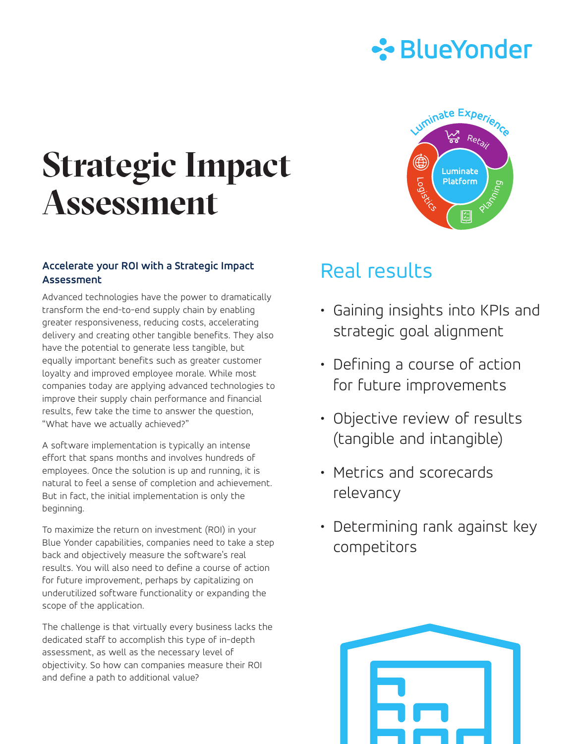# Strategic Impact Assessment

### Accelerate your ROI with a Strategic Impact Assessment

Advanced technologies have the power to dramatically transform the end-to-end supply chain by enabling greater responsiveness, reducing costs, accelerating delivery and creating other tangible benefits. They also have the potential to generate less tangible, but equally important benefits such as greater customer loyalty and improved employee morale. While most companies today are applying advanced technologies to improve their supply chain performance and financial results, few take the time to answer the question, "What have we actually achieved?"

A software implementation is typically an intense effort that spans months and involves hundreds of employees. Once the solution is up and running, it is natural to feel a sense of completion and achievement. But in fact, the initial implementation is only the beginning.

To maximize the return on investment (ROI) in your Blue Yonder capabilities, companies need to take a step back and objectively measure the software's real results. You will also need to define a course of action for future improvement, perhaps by capitalizing on underutilized software functionality or expanding the scope of the application.

The challenge is that virtually every business lacks the dedicated staff to accomplish this type of in-depth assessment, as well as the necessary level of objectivity. So how can companies measure their ROI and define a path to additional value?

## Real results

- Gaining insights into KPIs and strategic goal alignment
- Defining a course of action for future improvements
- Objective review of results (tangible and intangible)
- Metrics and scorecards relevancy
- Determining rank against key competitors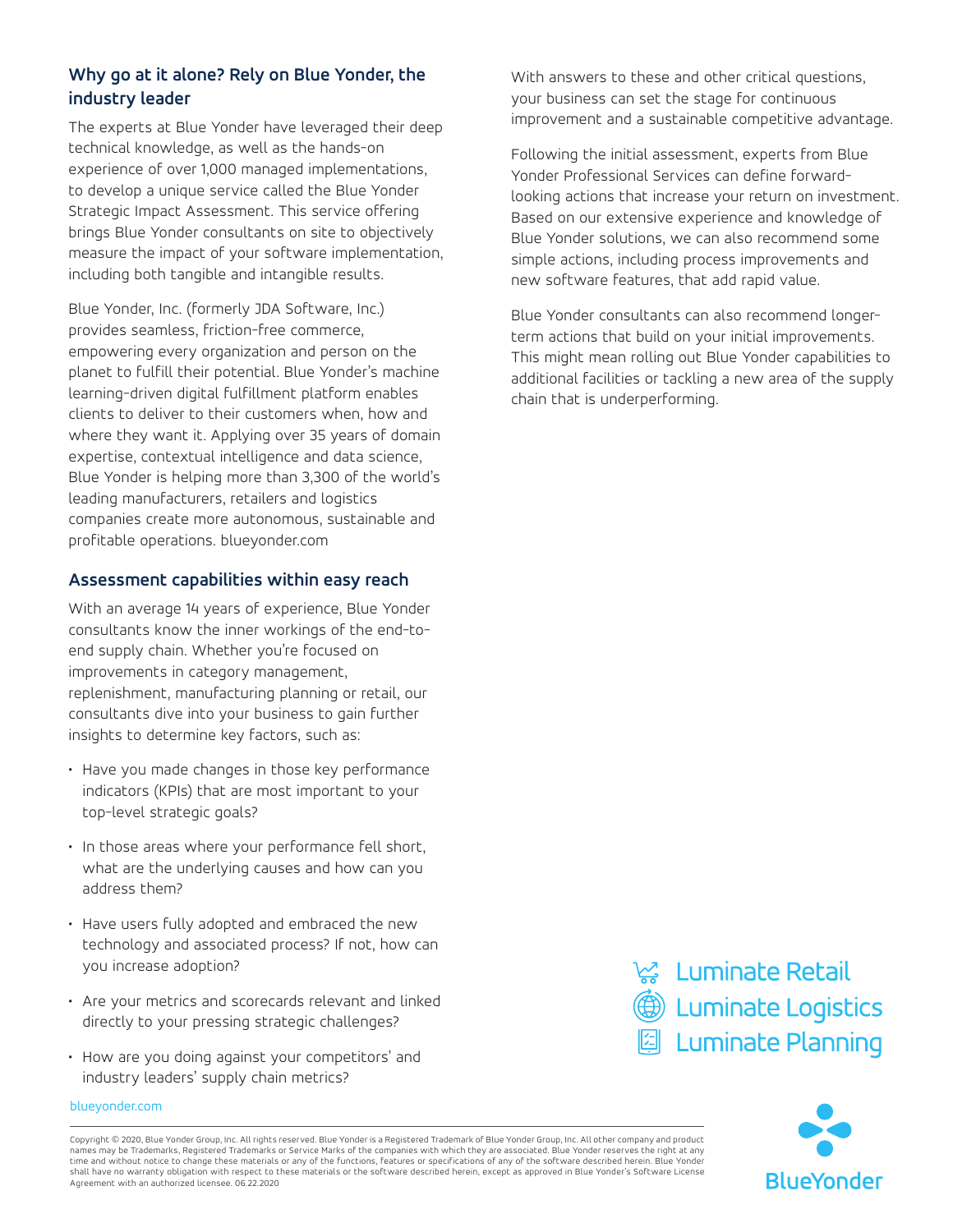## Why go at it alone? Rely on Blue Yonder, the industry leader

The experts at Blue Yonder have leveraged their deep technical knowledge, as well as the hands-on experience of over 1,000 managed implementations, to develop a unique service called the Blue Yonder Strategic Impact Assessment. This service offering brings Blue Yonder consultants on site to objectively measure the impact of your software implementation, including both tangible and intangible results.

Blue Yonder, Inc. (formerly JDA Software, Inc.) provides seamless, friction-free commerce, empowering every organization and person on the planet to fulfill their potential. Blue Yonder's machine learning-driven digital fulfillment platform enables clients to deliver to their customers when, how and where they want it. Applying over 35 years of domain expertise, contextual intelligence and data science, Blue Yonder is helping more than 3,300 of the world's leading manufacturers, retailers and logistics companies create more autonomous, sustainable and profitable operations. blueyonder.com

## Assessment capabilities within easy reach

With an average 14 years of experience, Blue Yonder consultants know the inner workings of the end-to-end supply chain. Whether you're focused on improvements in category management, replenishment, manufacturing planning or retail, our consultants dive into your business to gain further insights to determine key factors, such as:

- Have you made changes in those key performance indicators (KPIs) that are most important to your top-level strategic goals?
- In those areas where your performance fell short, what are the underlying causes and how can you address them?
- Have users fully adopted and embraced the new technology and associated process? If not, how can you increase adoption?
- Are your metrics and scorecards relevant and linked directly to your pressing strategic challenges?
- How are you doing against your competitors' and industry leaders' supply chain metrics?

With answers to these and other critical questions, your business can set the stage for continuous improvement and a sustainable competitive advantage.

Following the initial assessment, experts from Blue Yonder Professional Services can define forward-looking actions that increase your return on investment. Based on our extensive experience and knowledge of Blue Yonder solutions, we can also recommend some simple actions, including process improvements and new software features, that add rapid value.

Blue Yonder consultants can also recommend longer-term actions that build on your initial improvements. This might mean rolling out Blue Yonder capabilities to additional facilities or tackling a new area of the supply chain that is underperforming.

Luminate Retail
Luminate Logistics
Luminate Planning

blueyonder.com

Copyright © 2020, Blue Yonder Group, Inc. All rights reserved. Blue Yonder is a Registered Trademark of Blue Yonder Group, Inc. All other company and product names may be Trademarks, Registered Trademarks or Service Marks of the companies with which they are associated. Blue Yonder reserves the right at any time and without notice to change these materials or any of the functions, features or specifications of any of the software described herein. Blue Yonder shall have no warranty obligation with respect to these materials or the software described herein, except as approved in Blue Yonder's Software License Agreement with an authorized licensee. 06.22.2020

BlueYonder